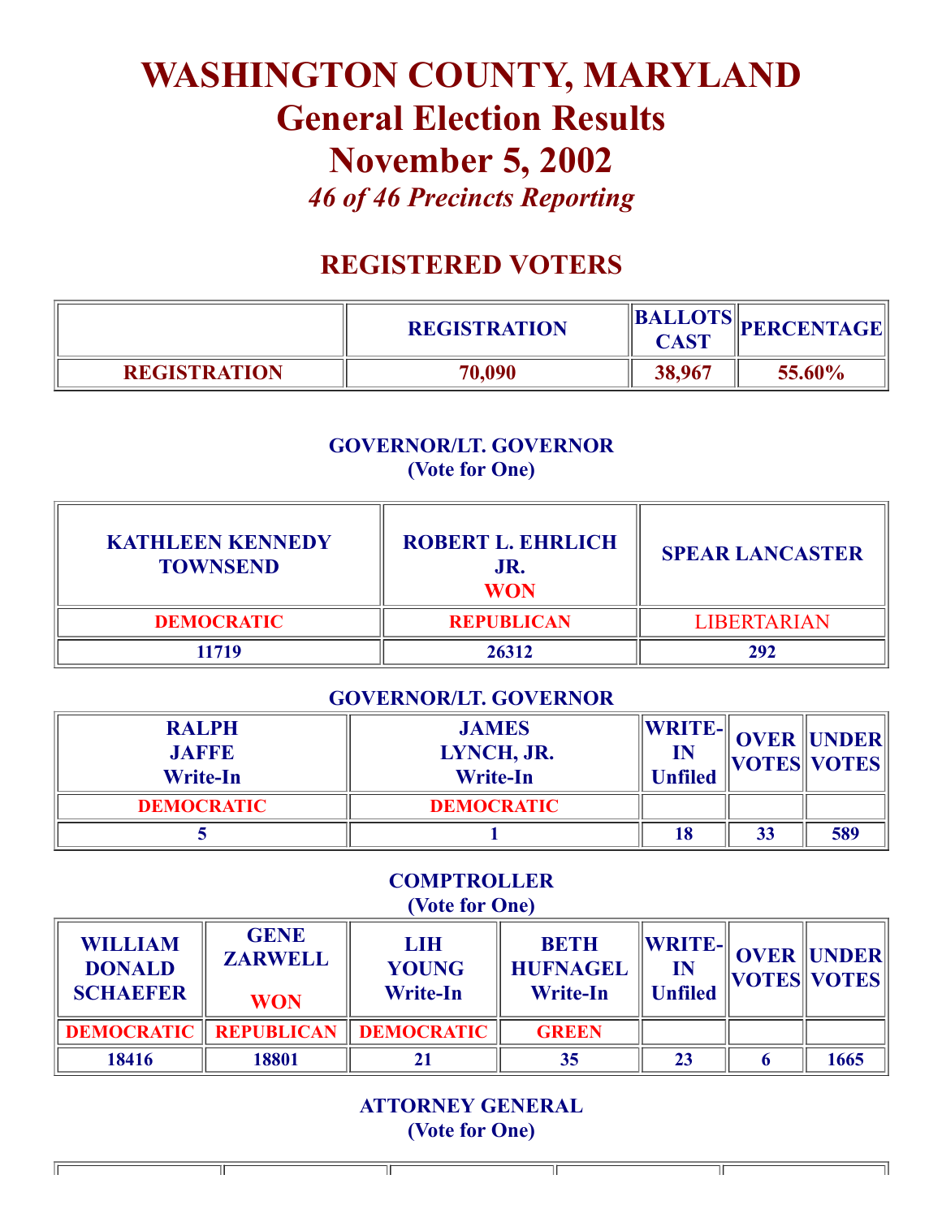# WASHINGTON COUNTY, MARYLAND
## General Election Results
## November 5, 2002
*46 of 46 Precincts Reporting*

## REGISTERED VOTERS

| | REGISTRATION | BALLOTS CAST | PERCENTAGE |
|---|---|---|---|
| REGISTRATION | 70,090 | 38,967 | 55.60% |

### GOVERNOR/LT. GOVERNOR
(Vote for One)

| KATHLEEN KENNEDY TOWNSEND | ROBERT L. EHRLICH JR. WON | SPEAR LANCASTER |
|---|---|---|
| DEMOCRATIC | REPUBLICAN | LIBERTARIAN |
| 11719 | 26312 | 292 |

### GOVERNOR/LT. GOVERNOR

| RALPH JAFFE Write-In | JAMES LYNCH, JR. Write-In | WRITE-IN Unfiled | OVER VOTES | UNDER VOTES |
|---|---|---|---|---|
| DEMOCRATIC | DEMOCRATIC | | | |
| 5 | 1 | 18 | 33 | 589 |

### COMPTROLLER
(Vote for One)

| WILLIAM DONALD SCHAEFER | GENE ZARWELL WON | LIH YOUNG Write-In | BETH HUFNAGEL Write-In | WRITE-IN Unfiled | OVER VOTES | UNDER VOTES |
|---|---|---|---|---|---|---|
| DEMOCRATIC | REPUBLICAN | DEMOCRATIC | GREEN | | | |
| 18416 | 18801 | 21 | 35 | 23 | 6 | 1665 |

### ATTORNEY GENERAL
(Vote for One)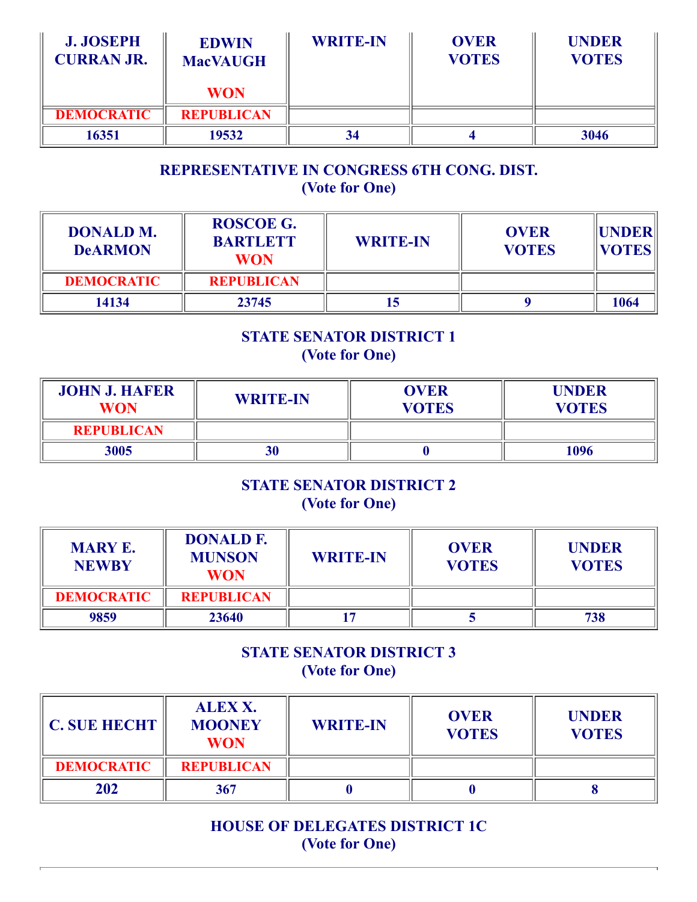| J. JOSEPH CURRAN JR. | EDWIN MacVAUGH WON | WRITE-IN | OVER VOTES | UNDER VOTES |
|---|---|---|---|---|
| DEMOCRATIC | REPUBLICAN | | | |
| 16351 | 19532 | 34 | 4 | 3046 |

## REPRESENTATIVE IN CONGRESS 6TH CONG. DIST.
(Vote for One)

| DONALD M. DeARMON | ROSCOE G. BARTLETT WON | WRITE-IN | OVER VOTES | UNDER VOTES |
|---|---|---|---|---|
| DEMOCRATIC | REPUBLICAN | | | |
| 14134 | 23745 | 15 | 9 | 1064 |

## STATE SENATOR DISTRICT 1
(Vote for One)

| JOHN J. HAFER WON | WRITE-IN | OVER VOTES | UNDER VOTES |
|---|---|---|---|
| REPUBLICAN | | | |
| 3005 | 30 | 0 | 1096 |

## STATE SENATOR DISTRICT 2
(Vote for One)

| MARY E. NEWBY | DONALD F. MUNSON WON | WRITE-IN | OVER VOTES | UNDER VOTES |
|---|---|---|---|---|
| DEMOCRATIC | REPUBLICAN | | | |
| 9859 | 23640 | 17 | 5 | 738 |

## STATE SENATOR DISTRICT 3
(Vote for One)

| C. SUE HECHT | ALEX X. MOONEY WON | WRITE-IN | OVER VOTES | UNDER VOTES |
|---|---|---|---|---|
| DEMOCRATIC | REPUBLICAN | | | |
| 202 | 367 | 0 | 0 | 8 |

## HOUSE OF DELEGATES DISTRICT 1C
(Vote for One)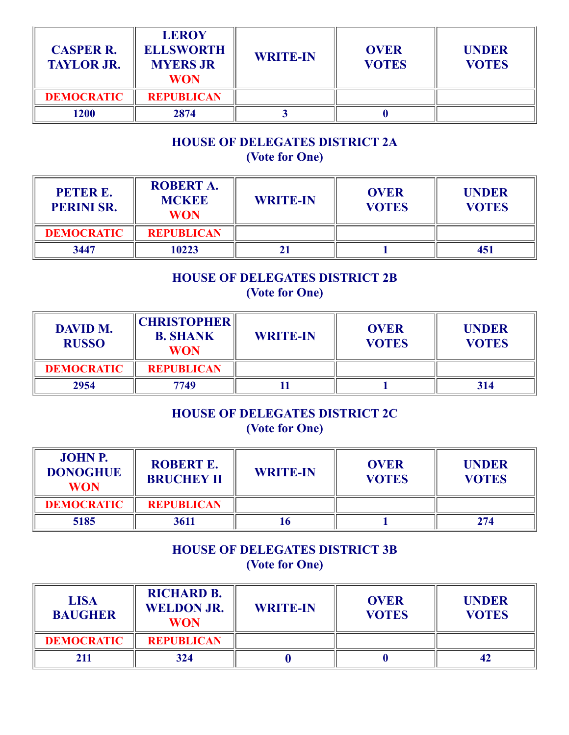| CASPER R. TAYLOR JR. | LEROY ELLSWORTH MYERS JR **WON** | WRITE-IN | OVER VOTES | UNDER VOTES |
|---|---|---|---|---|
| DEMOCRATIC | REPUBLICAN | | | |
| 1200 | 2874 | 3 | 0 | |

## HOUSE OF DELEGATES DISTRICT 2A
(Vote for One)

| PETER E. PERINI SR. | ROBERT A. MCKEE **WON** | WRITE-IN | OVER VOTES | UNDER VOTES |
|---|---|---|---|---|
| DEMOCRATIC | REPUBLICAN | | | |
| 3447 | 10223 | 21 | 1 | 451 |

## HOUSE OF DELEGATES DISTRICT 2B
(Vote for One)

| DAVID M. RUSSO | CHRISTOPHER B. SHANK **WON** | WRITE-IN | OVER VOTES | UNDER VOTES |
|---|---|---|---|---|
| DEMOCRATIC | REPUBLICAN | | | |
| 2954 | 7749 | 11 | 1 | 314 |

## HOUSE OF DELEGATES DISTRICT 2C
(Vote for One)

| JOHN P. DONOGHUE **WON** | ROBERT E. BRUCHEY II | WRITE-IN | OVER VOTES | UNDER VOTES |
|---|---|---|---|---|
| DEMOCRATIC | REPUBLICAN | | | |
| 5185 | 3611 | 16 | 1 | 274 |

## HOUSE OF DELEGATES DISTRICT 3B
(Vote for One)

| LISA BAUGHER | RICHARD B. WELDON JR. **WON** | WRITE-IN | OVER VOTES | UNDER VOTES |
|---|---|---|---|---|
| DEMOCRATIC | REPUBLICAN | | | |
| 211 | 324 | 0 | 0 | 42 |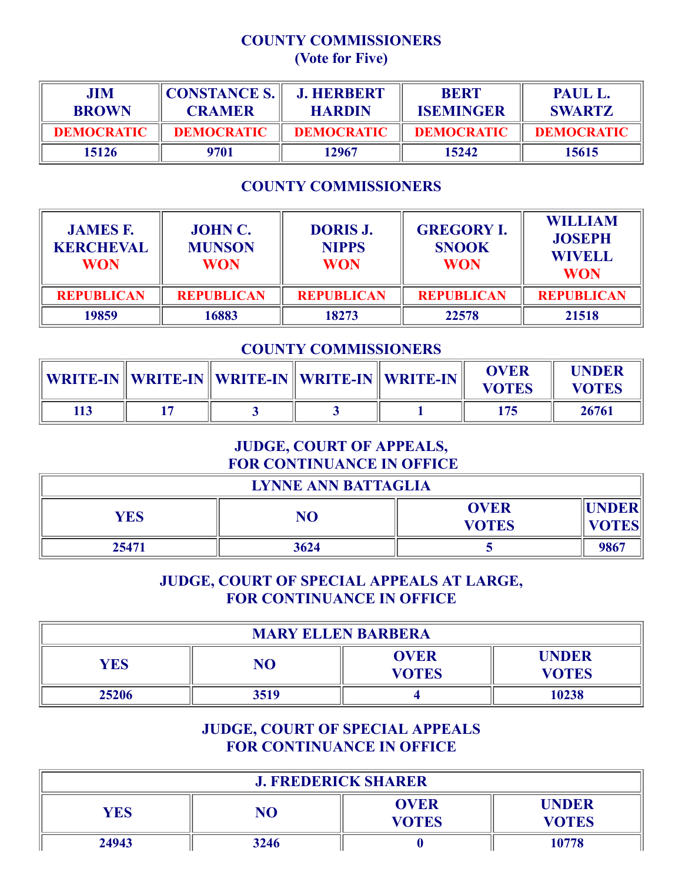## COUNTY COMMISSIONERS
## (Vote for Five)

| JIM BROWN | CONSTANCE S. CRAMER | J. HERBERT HARDIN | BERT ISEMINGER | PAUL L. SWARTZ |
|---|---|---|---|---|
| DEMOCRATIC | DEMOCRATIC | DEMOCRATIC | DEMOCRATIC | DEMOCRATIC |
| 15126 | 9701 | 12967 | 15242 | 15615 |

## COUNTY COMMISSIONERS

| JAMES F. KERCHEVAL WON | JOHN C. MUNSON WON | DORIS J. NIPPS WON | GREGORY I. SNOOK WON | WILLIAM JOSEPH WIVELL WON |
|---|---|---|---|---|
| REPUBLICAN | REPUBLICAN | REPUBLICAN | REPUBLICAN | REPUBLICAN |
| 19859 | 16883 | 18273 | 22578 | 21518 |

## COUNTY COMMISSIONERS

| WRITE-IN | WRITE-IN | WRITE-IN | WRITE-IN | WRITE-IN | OVER VOTES | UNDER VOTES |
|---|---|---|---|---|---|---|
| 113 | 17 | 3 | 3 | 1 | 175 | 26761 |

## JUDGE, COURT OF APPEALS, FOR CONTINUANCE IN OFFICE

| LYNNE ANN BATTAGLIA | | | |
|---|---|---|---|
| YES | NO | OVER VOTES | UNDER VOTES |
| 25471 | 3624 | 5 | 9867 |

## JUDGE, COURT OF SPECIAL APPEALS AT LARGE, FOR CONTINUANCE IN OFFICE

| MARY ELLEN BARBERA | | | |
|---|---|---|---|
| YES | NO | OVER VOTES | UNDER VOTES |
| 25206 | 3519 | 4 | 10238 |

## JUDGE, COURT OF SPECIAL APPEALS FOR CONTINUANCE IN OFFICE

| J. FREDERICK SHARER | | | |
|---|---|---|---|
| YES | NO | OVER VOTES | UNDER VOTES |
| 24943 | 3246 | 0 | 10778 |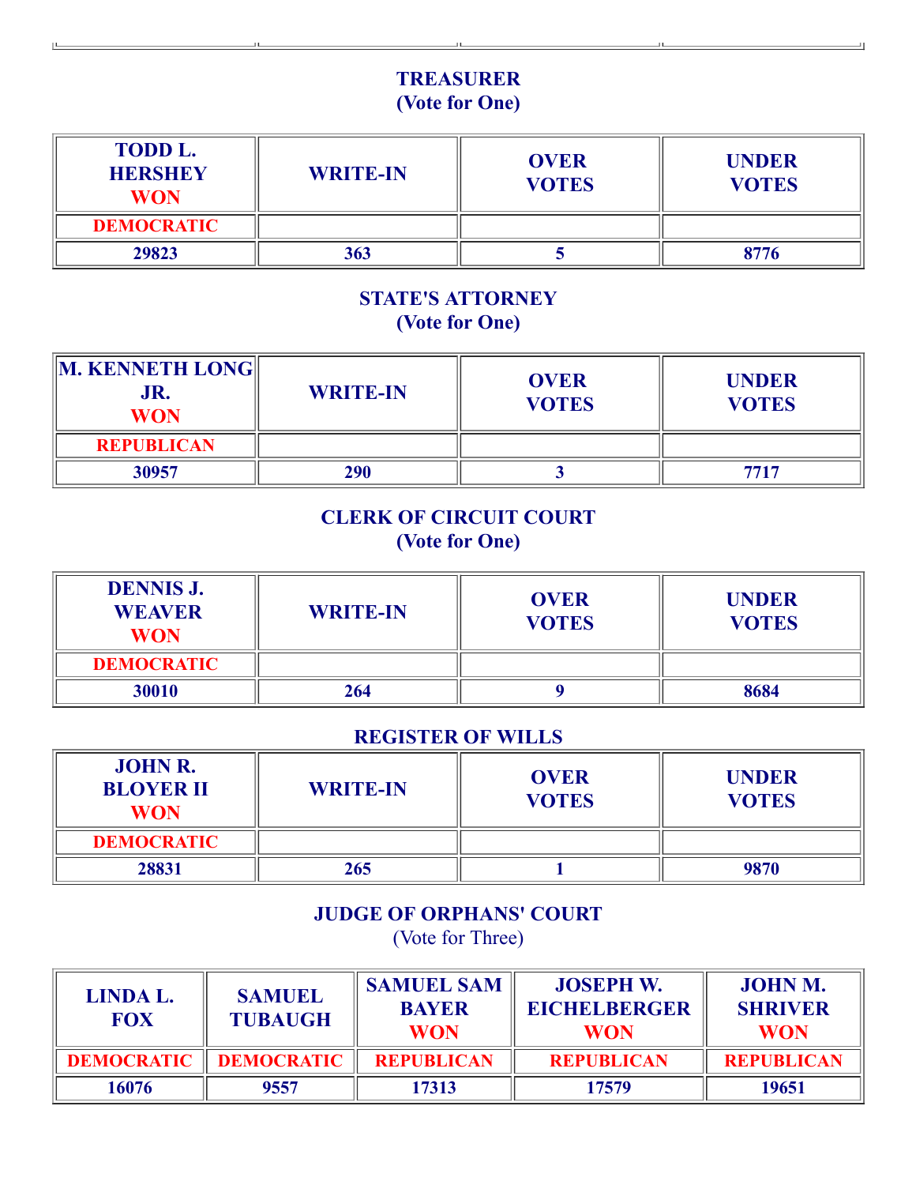## TREASURER
(Vote for One)

| TODD L. HERSHEY WON | WRITE-IN | OVER VOTES | UNDER VOTES |
|---|---|---|---|
| DEMOCRATIC | | | |
| 29823 | 363 | 5 | 8776 |

## STATE'S ATTORNEY
(Vote for One)

| M. KENNETH LONG JR. WON | WRITE-IN | OVER VOTES | UNDER VOTES |
|---|---|---|---|
| REPUBLICAN | | | |
| 30957 | 290 | 3 | 7717 |

## CLERK OF CIRCUIT COURT
(Vote for One)

| DENNIS J. WEAVER WON | WRITE-IN | OVER VOTES | UNDER VOTES |
|---|---|---|---|
| DEMOCRATIC | | | |
| 30010 | 264 | 9 | 8684 |

## REGISTER OF WILLS

| JOHN R. BLOYER II WON | WRITE-IN | OVER VOTES | UNDER VOTES |
|---|---|---|---|
| DEMOCRATIC | | | |
| 28831 | 265 | 1 | 9870 |

## JUDGE OF ORPHANS' COURT
(Vote for Three)

| LINDA L. FOX | SAMUEL TUBAUGH | SAMUEL SAM BAYER WON | JOSEPH W. EICHELBERGER WON | JOHN M. SHRIVER WON |
|---|---|---|---|---|
| DEMOCRATIC | DEMOCRATIC | REPUBLICAN | REPUBLICAN | REPUBLICAN |
| 16076 | 9557 | 17313 | 17579 | 19651 |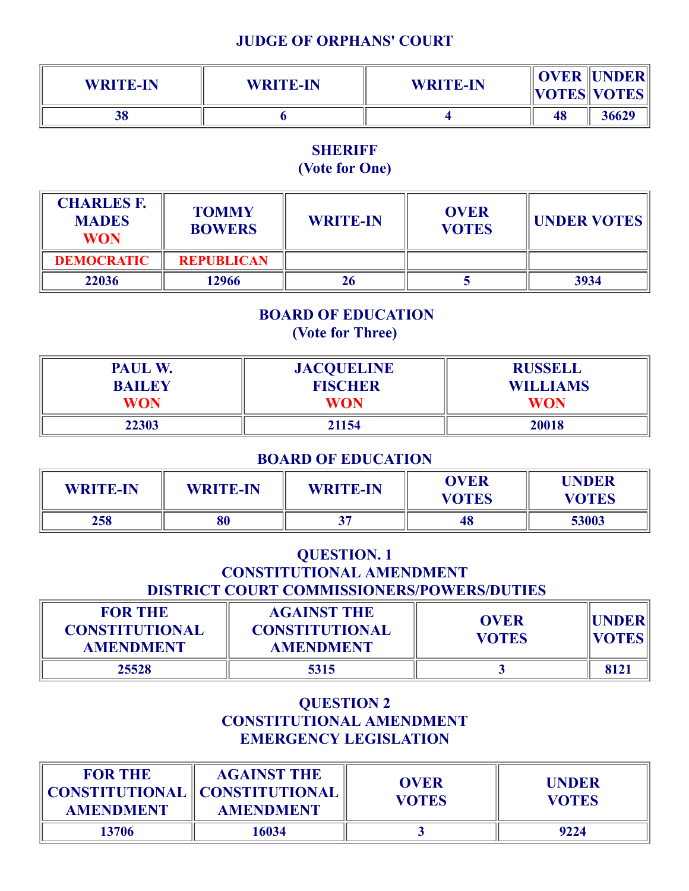## JUDGE OF ORPHANS' COURT

| WRITE-IN | WRITE-IN | WRITE-IN | OVER VOTES | UNDER VOTES |
|---|---|---|---|---|
| 38 | 6 | 4 | 48 | 36629 |

## SHERIFF
## (Vote for One)

| CHARLES F. MADES WON | TOMMY BOWERS | WRITE-IN | OVER VOTES | UNDER VOTES |
|---|---|---|---|---|
| DEMOCRATIC | REPUBLICAN | | | |
| 22036 | 12966 | 26 | 5 | 3934 |

## BOARD OF EDUCATION
## (Vote for Three)

| PAUL W. BAILEY WON | JACQUELINE FISCHER WON | RUSSELL WILLIAMS WON |
|---|---|---|
| 22303 | 21154 | 20018 |

## BOARD OF EDUCATION

| WRITE-IN | WRITE-IN | WRITE-IN | OVER VOTES | UNDER VOTES |
|---|---|---|---|---|
| 258 | 80 | 37 | 48 | 53003 |

## QUESTION. 1
## CONSTITUTIONAL AMENDMENT
## DISTRICT COURT COMMISSIONERS/POWERS/DUTIES

| FOR THE CONSTITUTIONAL AMENDMENT | AGAINST THE CONSTITUTIONAL AMENDMENT | OVER VOTES | UNDER VOTES |
|---|---|---|---|
| 25528 | 5315 | 3 | 8121 |

## QUESTION 2
## CONSTITUTIONAL AMENDMENT
## EMERGENCY LEGISLATION

| FOR THE CONSTITUTIONAL AMENDMENT | AGAINST THE CONSTITUTIONAL AMENDMENT | OVER VOTES | UNDER VOTES |
|---|---|---|---|
| 13706 | 16034 | 3 | 9224 |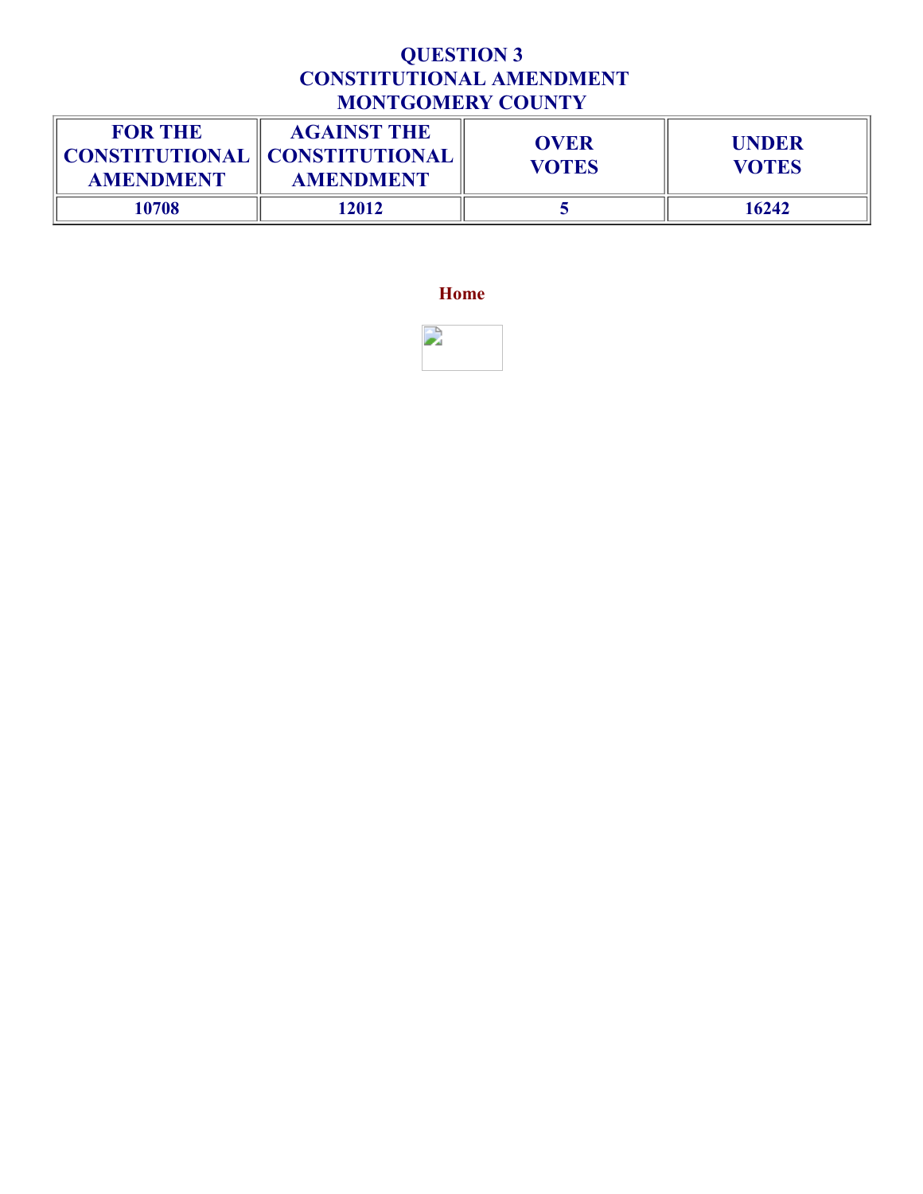# QUESTION 3
# CONSTITUTIONAL AMENDMENT
# MONTGOMERY COUNTY

| FOR THE CONSTITUTIONAL AMENDMENT | AGAINST THE CONSTITUTIONAL AMENDMENT | OVER VOTES | UNDER VOTES |
| --- | --- | --- | --- |
| 10708 | 12012 | 5 | 16242 |

**Home**